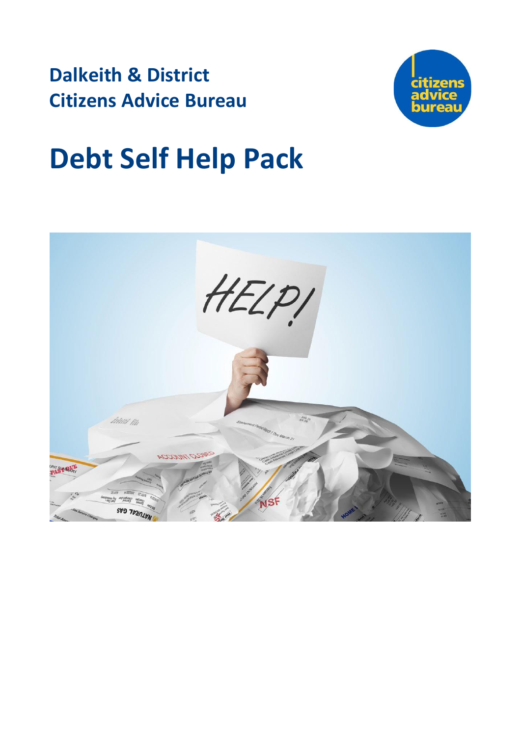**Dalkeith & District**
**Citizens Advice Bureau**

# Debt Self Help Pack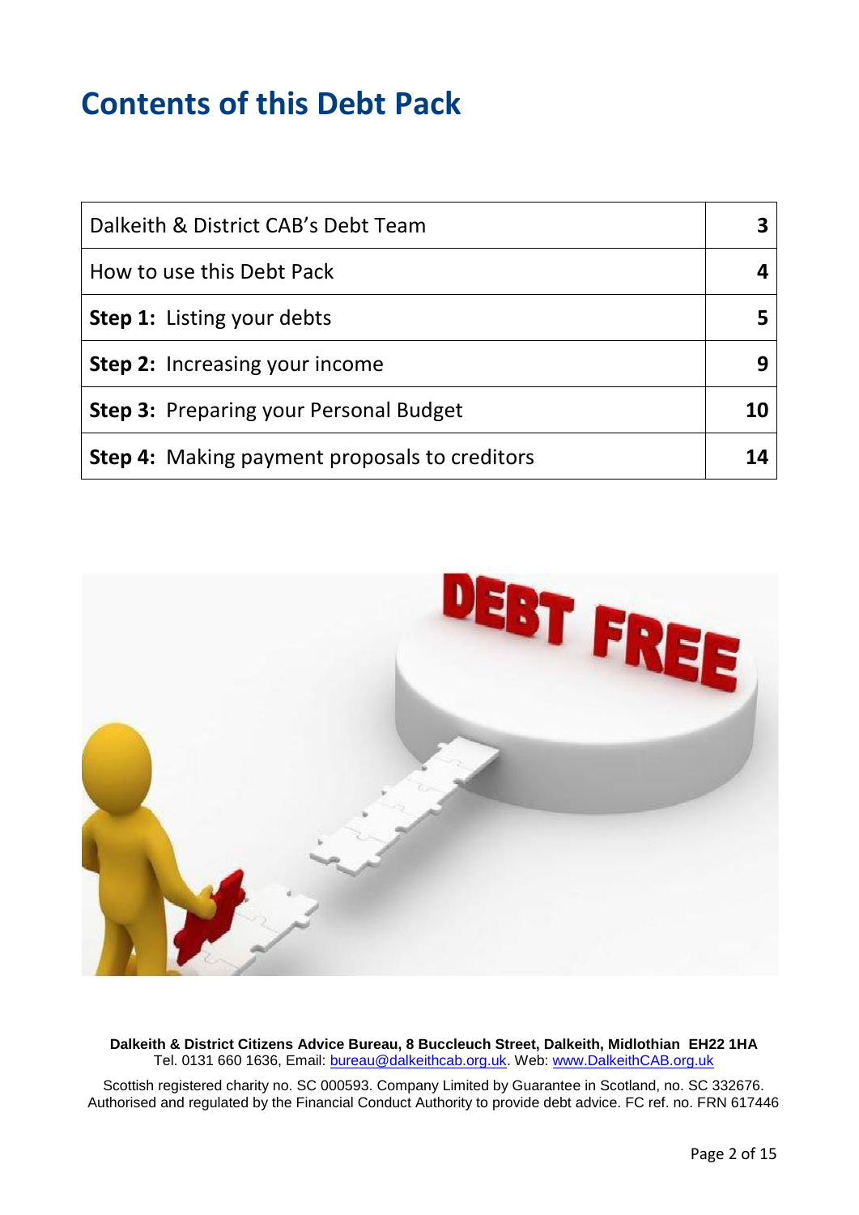# Contents of this Debt Pack

| | |
|---|---|
| Dalkeith & District CAB's Debt Team | **3** |
| How to use this Debt Pack | **4** |
| **Step 1:** Listing your debts | **5** |
| **Step 2:** Increasing your income | **9** |
| **Step 3:** Preparing your Personal Budget | **10** |
| **Step 4:** Making payment proposals to creditors | **14** |

**Dalkeith & District Citizens Advice Bureau, 8 Buccleuch Street, Dalkeith, Midlothian EH22 1HA**
Tel. 0131 660 1636, Email: bureau@dalkeithcab.org.uk. Web: www.DalkeithCAB.org.uk

Scottish registered charity no. SC 000593. Company Limited by Guarantee in Scotland, no. SC 332676. Authorised and regulated by the Financial Conduct Authority to provide debt advice. FC ref. no. FRN 617446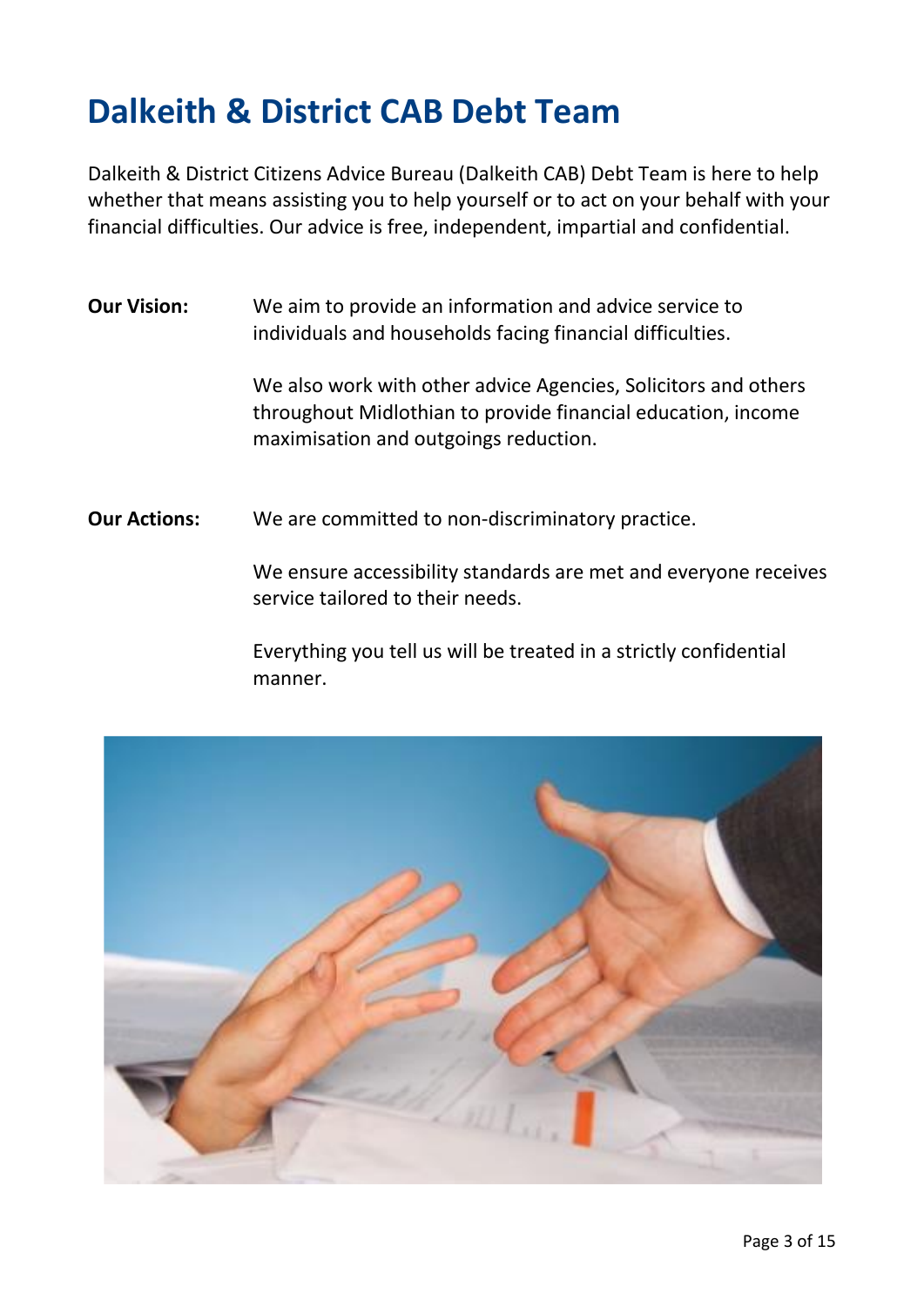# Dalkeith & District CAB Debt Team

Dalkeith & District Citizens Advice Bureau (Dalkeith CAB) Debt Team is here to help whether that means assisting you to help yourself or to act on your behalf with your financial difficulties. Our advice is free, independent, impartial and confidential.

**Our Vision:** We aim to provide an information and advice service to individuals and households facing financial difficulties.

We also work with other advice Agencies, Solicitors and others throughout Midlothian to provide financial education, income maximisation and outgoings reduction.

**Our Actions:** We are committed to non-discriminatory practice.

We ensure accessibility standards are met and everyone receives service tailored to their needs.

Everything you tell us will be treated in a strictly confidential manner.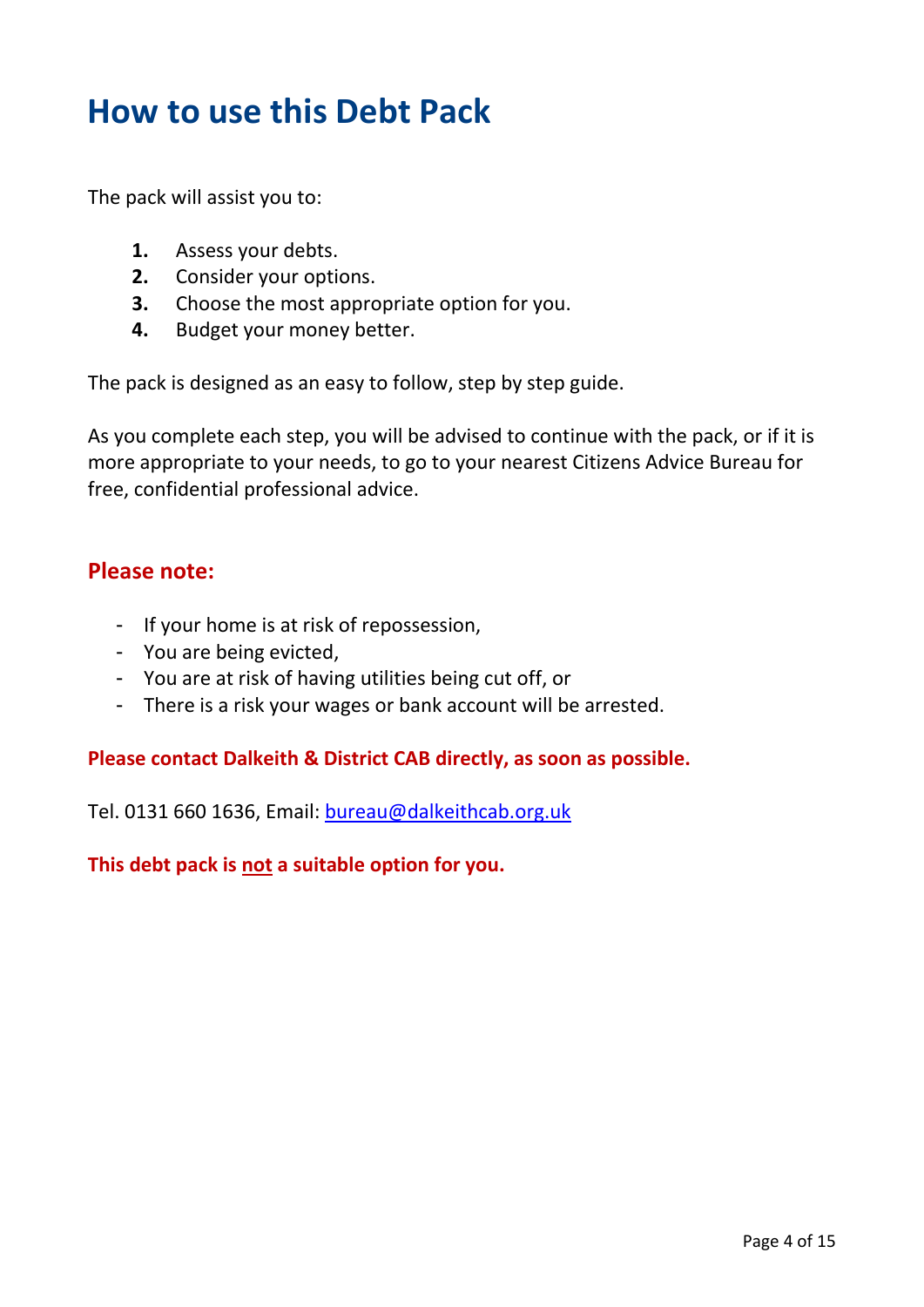# How to use this Debt Pack

The pack will assist you to:

1. Assess your debts.
2. Consider your options.
3. Choose the most appropriate option for you.
4. Budget your money better.

The pack is designed as an easy to follow, step by step guide.

As you complete each step, you will be advised to continue with the pack, or if it is more appropriate to your needs, to go to your nearest Citizens Advice Bureau for free, confidential professional advice.

## Please note:

- If your home is at risk of repossession,
- You are being evicted,
- You are at risk of having utilities being cut off, or
- There is a risk your wages or bank account will be arrested.

**Please contact Dalkeith & District CAB directly, as soon as possible.**

Tel. 0131 660 1636, Email: bureau@dalkeithcab.org.uk

**This debt pack is <u>not</u> a suitable option for you.**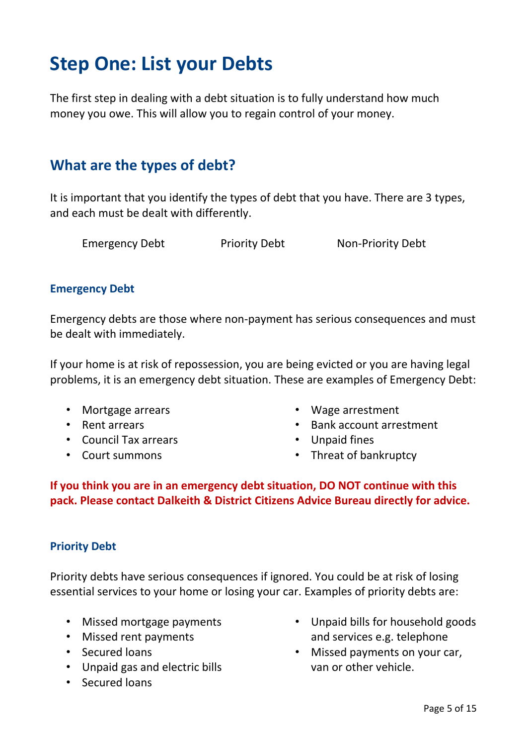# Step One: List your Debts

The first step in dealing with a debt situation is to fully understand how much money you owe. This will allow you to regain control of your money.

## What are the types of debt?

It is important that you identify the types of debt that you have. There are 3 types, and each must be dealt with differently.

Emergency Debt     Priority Debt     Non-Priority Debt

### Emergency Debt

Emergency debts are those where non-payment has serious consequences and must be dealt with immediately.

If your home is at risk of repossession, you are being evicted or you are having legal problems, it is an emergency debt situation. These are examples of Emergency Debt:

- Mortgage arrears
- Rent arrears
- Council Tax arrears
- Court summons
- Wage arrestment
- Bank account arrestment
- Unpaid fines
- Threat of bankruptcy

**If you think you are in an emergency debt situation, DO NOT continue with this pack. Please contact Dalkeith & District Citizens Advice Bureau directly for advice.**

### Priority Debt

Priority debts have serious consequences if ignored. You could be at risk of losing essential services to your home or losing your car. Examples of priority debts are:

- Missed mortgage payments
- Missed rent payments
- Secured loans
- Unpaid gas and electric bills
- Secured loans
- Unpaid bills for household goods and services e.g. telephone
- Missed payments on your car, van or other vehicle.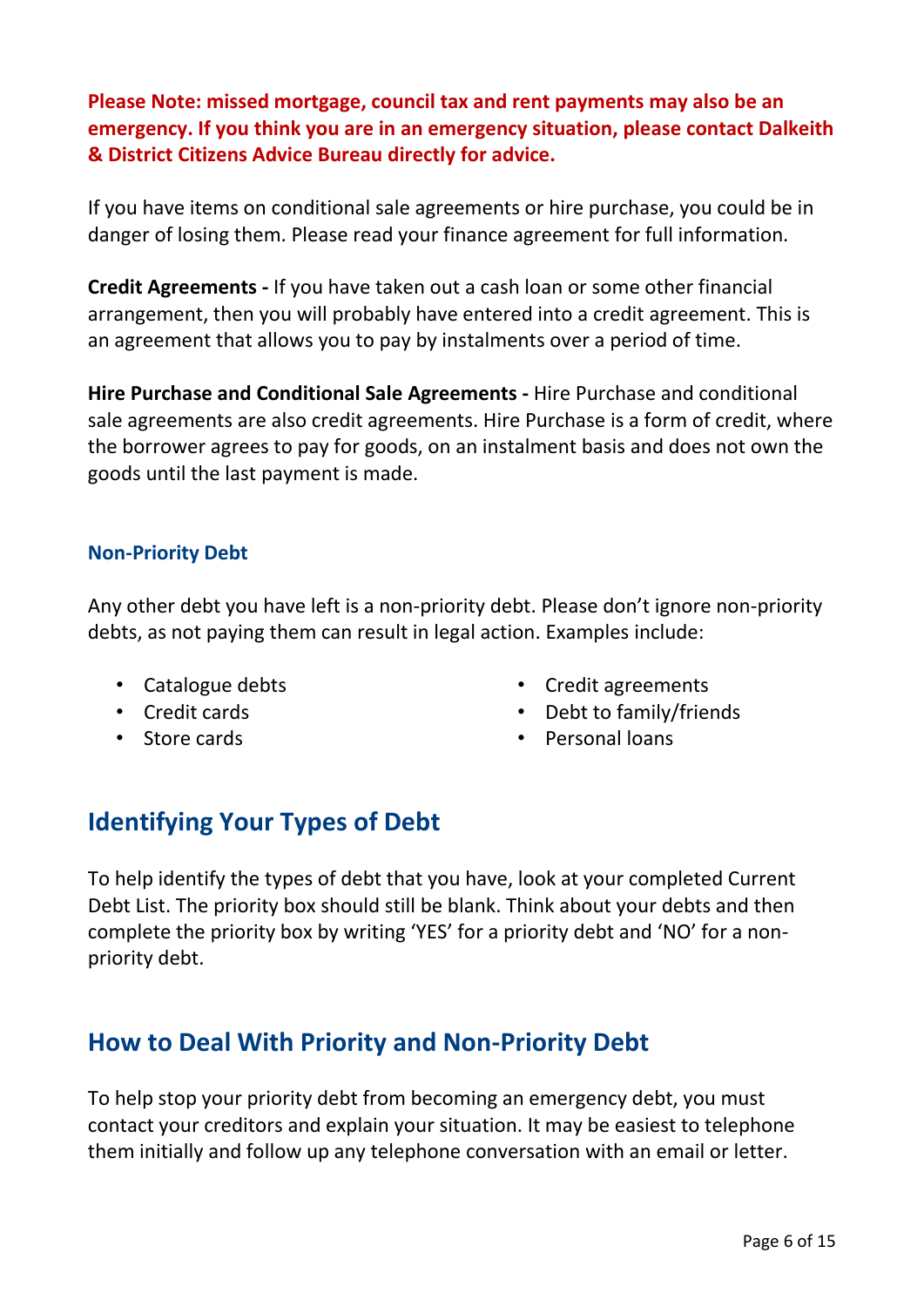**Please Note: missed mortgage, council tax and rent payments may also be an emergency. If you think you are in an emergency situation, please contact Dalkeith & District Citizens Advice Bureau directly for advice.**

If you have items on conditional sale agreements or hire purchase, you could be in danger of losing them. Please read your finance agreement for full information.

**Credit Agreements -** If you have taken out a cash loan or some other financial arrangement, then you will probably have entered into a credit agreement. This is an agreement that allows you to pay by instalments over a period of time.

**Hire Purchase and Conditional Sale Agreements -** Hire Purchase and conditional sale agreements are also credit agreements. Hire Purchase is a form of credit, where the borrower agrees to pay for goods, on an instalment basis and does not own the goods until the last payment is made.

### Non-Priority Debt

Any other debt you have left is a non-priority debt. Please don't ignore non-priority debts, as not paying them can result in legal action. Examples include:

- Catalogue debts
- Credit cards
- Store cards
- Credit agreements
- Debt to family/friends
- Personal loans

## Identifying Your Types of Debt

To help identify the types of debt that you have, look at your completed Current Debt List. The priority box should still be blank. Think about your debts and then complete the priority box by writing 'YES' for a priority debt and 'NO' for a non-priority debt.

## How to Deal With Priority and Non-Priority Debt

To help stop your priority debt from becoming an emergency debt, you must contact your creditors and explain your situation. It may be easiest to telephone them initially and follow up any telephone conversation with an email or letter.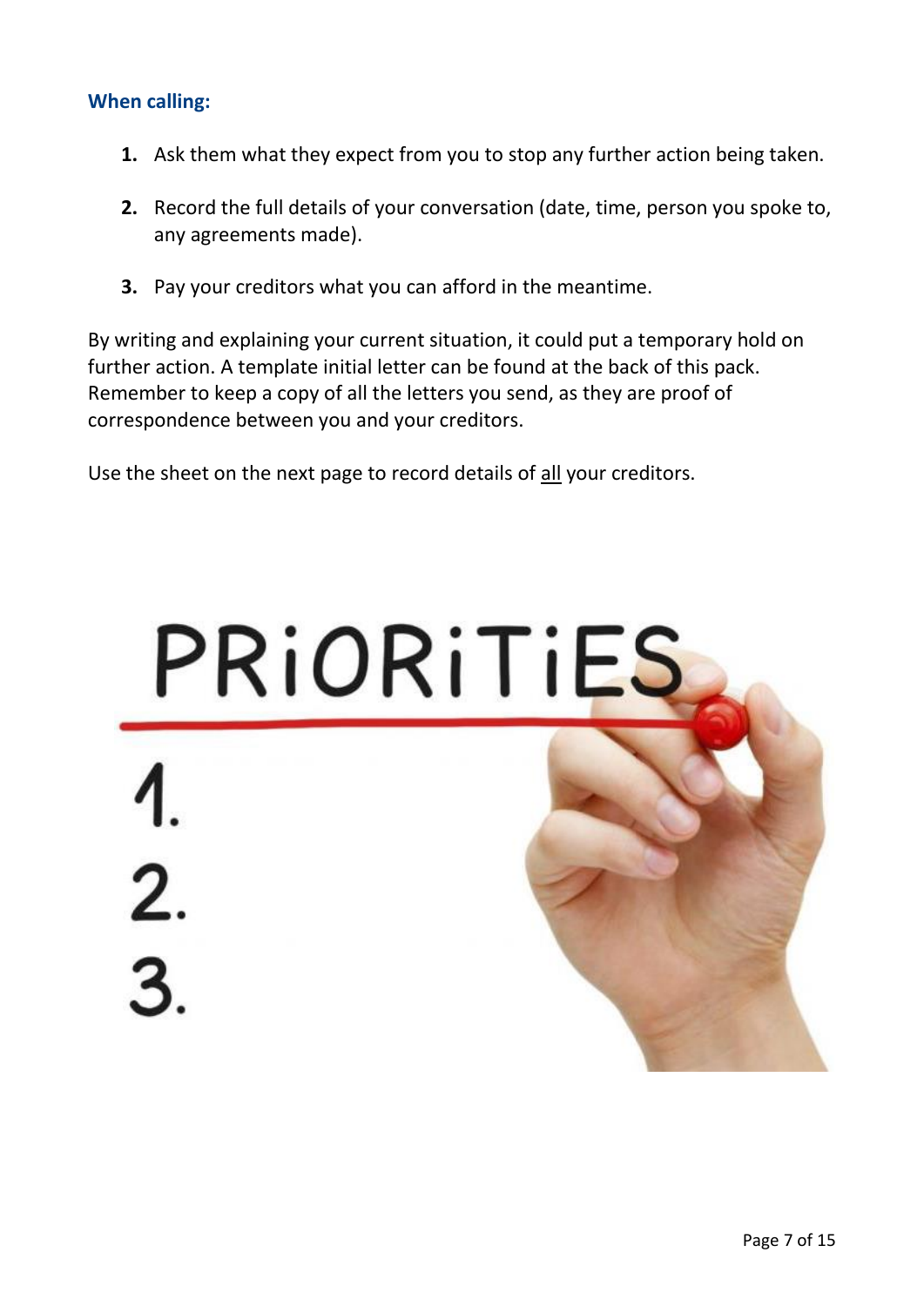### When calling:

1. Ask them what they expect from you to stop any further action being taken.
2. Record the full details of your conversation (date, time, person you spoke to, any agreements made).
3. Pay your creditors what you can afford in the meantime.

By writing and explaining your current situation, it could put a temporary hold on further action. A template initial letter can be found at the back of this pack. Remember to keep a copy of all the letters you send, as they are proof of correspondence between you and your creditors.

Use the sheet on the next page to record details of <u>all</u> your creditors.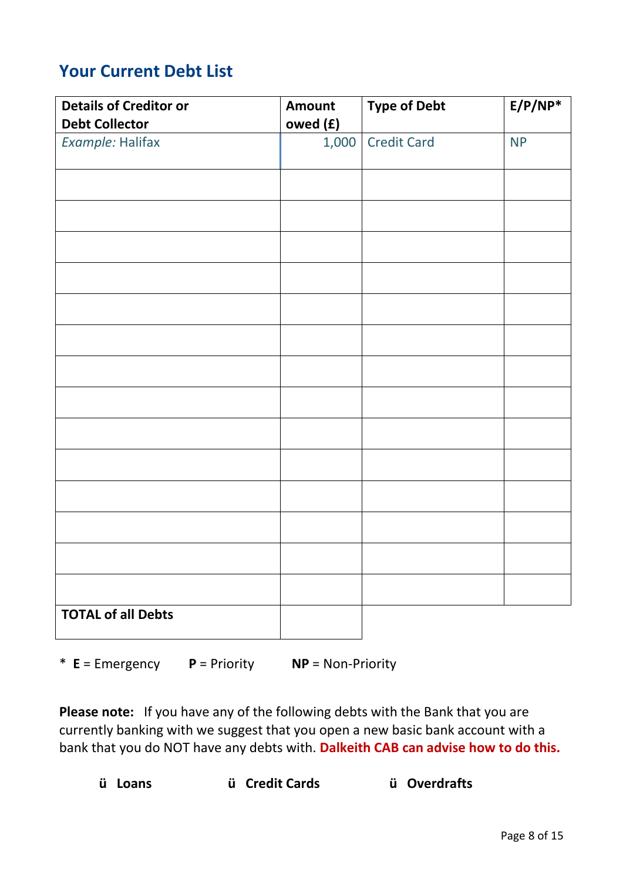## Your Current Debt List

| Details of Creditor or Debt Collector | Amount owed (£) | Type of Debt | E/P/NP* |
|---|---|---|---|
| *Example:* Halifax | 1,000 | Credit Card | NP |
| | | | |
| | | | |
| | | | |
| | | | |
| | | | |
| | | | |
| | | | |
| | | | |
| | | | |
| | | | |
| | | | |
| | | | |
| | | | |
| | | | |
| **TOTAL of all Debts** | | | |

\* **E** = Emergency **P** = Priority **NP** = Non-Priority

**Please note:** If you have any of the following debts with the Bank that you are currently banking with we suggest that you open a new basic bank account with a bank that you do NOT have any debts with. **Dalkeith CAB can advise how to do this.**

- **Loans**
- **Credit Cards**
- **Overdrafts**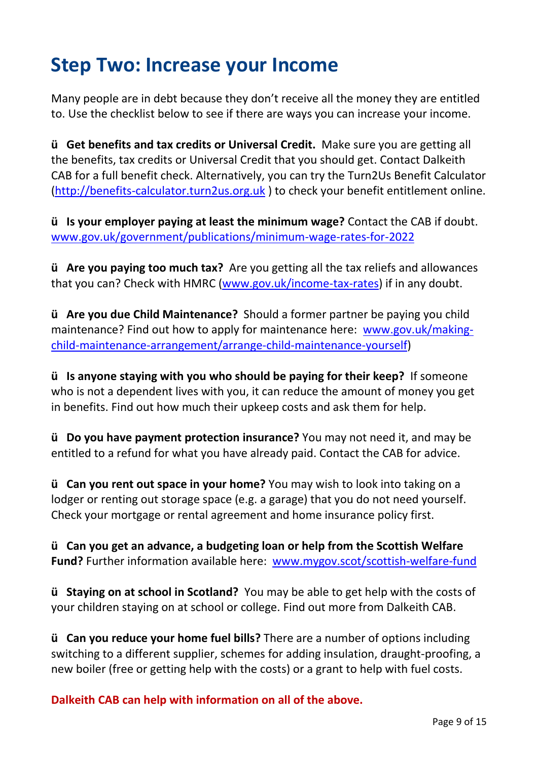# Step Two: Increase your Income

Many people are in debt because they don't receive all the money they are entitled to. Use the checklist below to see if there are ways you can increase your income.

ü **Get benefits and tax credits or Universal Credit.** Make sure you are getting all the benefits, tax credits or Universal Credit that you should get. Contact Dalkeith CAB for a full benefit check. Alternatively, you can try the Turn2Us Benefit Calculator (http://benefits-calculator.turn2us.org.uk ) to check your benefit entitlement online.

ü **Is your employer paying at least the minimum wage?** Contact the CAB if doubt. www.gov.uk/government/publications/minimum-wage-rates-for-2022

ü **Are you paying too much tax?** Are you getting all the tax reliefs and allowances that you can? Check with HMRC (www.gov.uk/income-tax-rates) if in any doubt.

ü **Are you due Child Maintenance?** Should a former partner be paying you child maintenance? Find out how to apply for maintenance here: www.gov.uk/making-child-maintenance-arrangement/arrange-child-maintenance-yourself)

ü **Is anyone staying with you who should be paying for their keep?** If someone who is not a dependent lives with you, it can reduce the amount of money you get in benefits. Find out how much their upkeep costs and ask them for help.

ü **Do you have payment protection insurance?** You may not need it, and may be entitled to a refund for what you have already paid. Contact the CAB for advice.

ü **Can you rent out space in your home?** You may wish to look into taking on a lodger or renting out storage space (e.g. a garage) that you do not need yourself. Check your mortgage or rental agreement and home insurance policy first.

ü **Can you get an advance, a budgeting loan or help from the Scottish Welfare Fund?** Further information available here: www.mygov.scot/scottish-welfare-fund

ü **Staying on at school in Scotland?** You may be able to get help with the costs of your children staying on at school or college. Find out more from Dalkeith CAB.

ü **Can you reduce your home fuel bills?** There are a number of options including switching to a different supplier, schemes for adding insulation, draught-proofing, a new boiler (free or getting help with the costs) or a grant to help with fuel costs.

**Dalkeith CAB can help with information on all of the above.**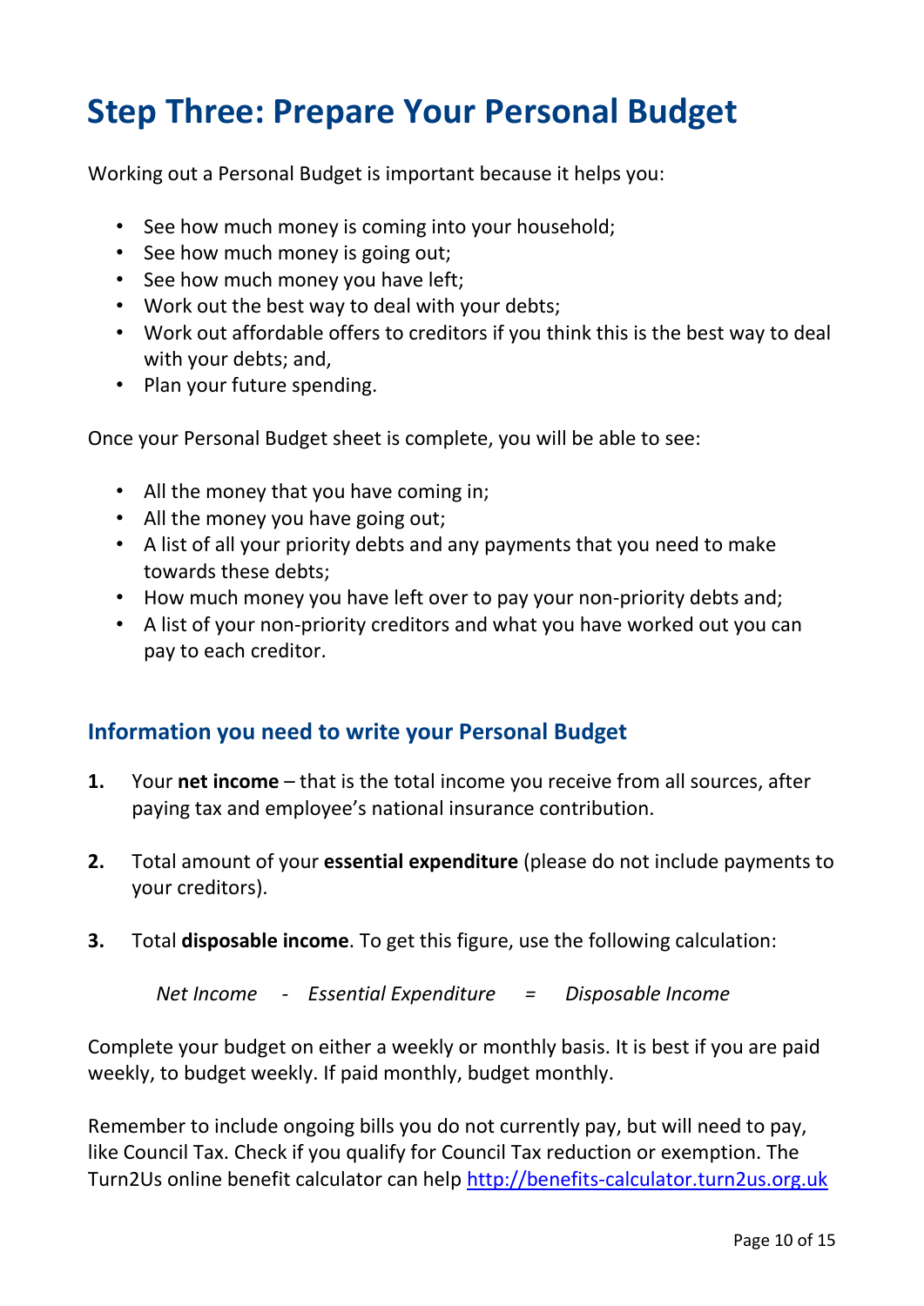# Step Three: Prepare Your Personal Budget

Working out a Personal Budget is important because it helps you:

- See how much money is coming into your household;
- See how much money is going out;
- See how much money you have left;
- Work out the best way to deal with your debts;
- Work out affordable offers to creditors if you think this is the best way to deal with your debts; and,
- Plan your future spending.

Once your Personal Budget sheet is complete, you will be able to see:

- All the money that you have coming in;
- All the money you have going out;
- A list of all your priority debts and any payments that you need to make towards these debts;
- How much money you have left over to pay your non-priority debts and;
- A list of your non-priority creditors and what you have worked out you can pay to each creditor.

## Information you need to write your Personal Budget

1. Your **net income** – that is the total income you receive from all sources, after paying tax and employee's national insurance contribution.

2. Total amount of your **essential expenditure** (please do not include payments to your creditors).

3. Total **disposable income**. To get this figure, use the following calculation:

   *Net Income - Essential Expenditure = Disposable Income*

Complete your budget on either a weekly or monthly basis. It is best if you are paid weekly, to budget weekly. If paid monthly, budget monthly.

Remember to include ongoing bills you do not currently pay, but will need to pay, like Council Tax. Check if you qualify for Council Tax reduction or exemption. The Turn2Us online benefit calculator can help http://benefits-calculator.turn2us.org.uk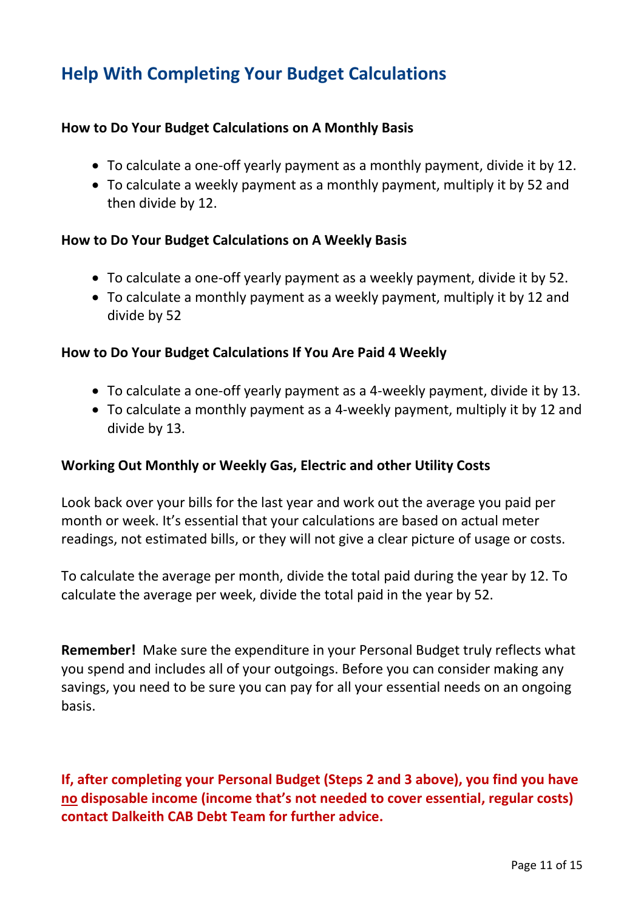## Help With Completing Your Budget Calculations

**How to Do Your Budget Calculations on A Monthly Basis**

- To calculate a one-off yearly payment as a monthly payment, divide it by 12.
- To calculate a weekly payment as a monthly payment, multiply it by 52 and then divide by 12.

**How to Do Your Budget Calculations on A Weekly Basis**

- To calculate a one-off yearly payment as a weekly payment, divide it by 52.
- To calculate a monthly payment as a weekly payment, multiply it by 12 and divide by 52

**How to Do Your Budget Calculations If You Are Paid 4 Weekly**

- To calculate a one-off yearly payment as a 4-weekly payment, divide it by 13.
- To calculate a monthly payment as a 4-weekly payment, multiply it by 12 and divide by 13.

**Working Out Monthly or Weekly Gas, Electric and other Utility Costs**

Look back over your bills for the last year and work out the average you paid per month or week. It's essential that your calculations are based on actual meter readings, not estimated bills, or they will not give a clear picture of usage or costs.

To calculate the average per month, divide the total paid during the year by 12. To calculate the average per week, divide the total paid in the year by 52.

**Remember!** Make sure the expenditure in your Personal Budget truly reflects what you spend and includes all of your outgoings. Before you can consider making any savings, you need to be sure you can pay for all your essential needs on an ongoing basis.

**If, after completing your Personal Budget (Steps 2 and 3 above), you find you have <u>no</u> disposable income (income that's not needed to cover essential, regular costs) contact Dalkeith CAB Debt Team for further advice.**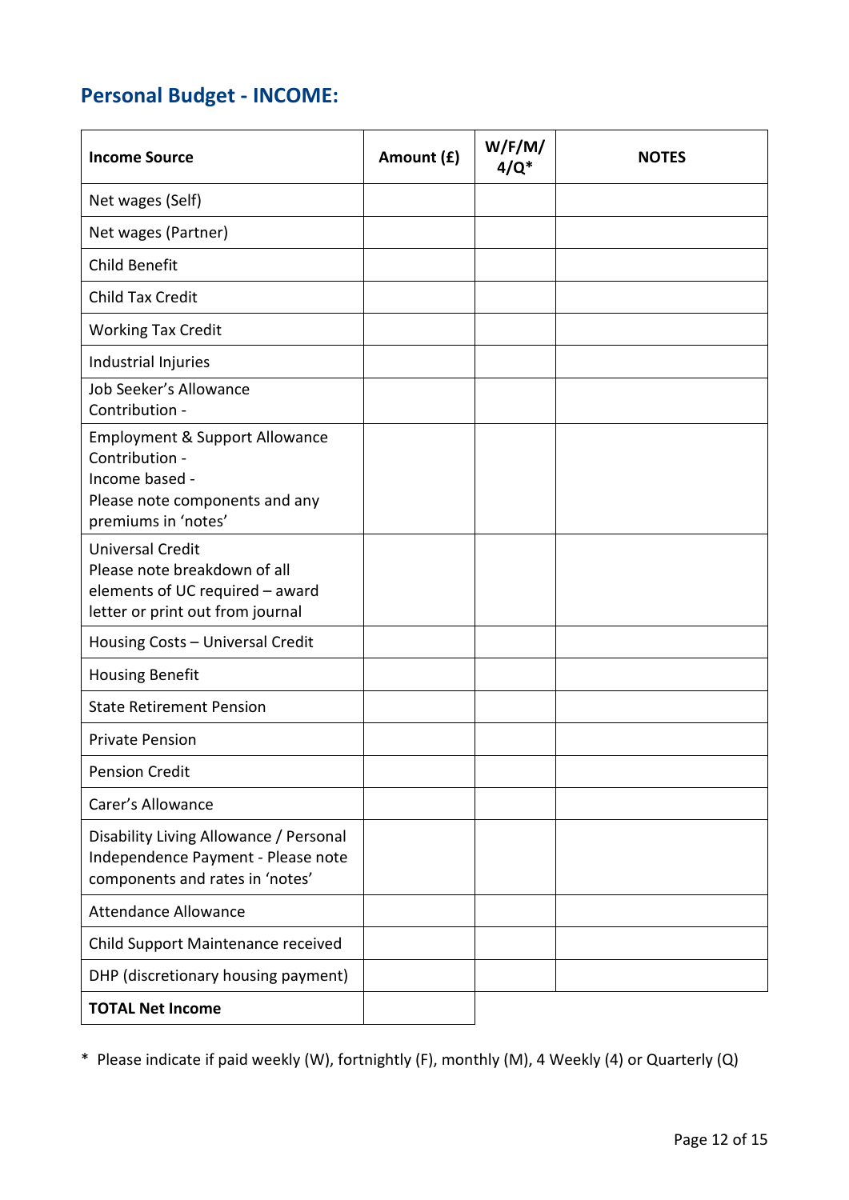## Personal Budget - INCOME:

| Income Source | Amount (£) | W/F/M/ 4/Q* | NOTES |
|---|---|---|---|
| Net wages (Self) | | | |
| Net wages (Partner) | | | |
| Child Benefit | | | |
| Child Tax Credit | | | |
| Working Tax Credit | | | |
| Industrial Injuries | | | |
| Job Seeker's Allowance<br>Contribution - | | | |
| Employment & Support Allowance<br>Contribution -<br>Income based -<br>Please note components and any premiums in 'notes' | | | |
| Universal Credit<br>Please note breakdown of all elements of UC required – award letter or print out from journal | | | |
| Housing Costs – Universal Credit | | | |
| Housing Benefit | | | |
| State Retirement Pension | | | |
| Private Pension | | | |
| Pension Credit | | | |
| Carer's Allowance | | | |
| Disability Living Allowance / Personal Independence Payment - Please note components and rates in 'notes' | | | |
| Attendance Allowance | | | |
| Child Support Maintenance received | | | |
| DHP (discretionary housing payment) | | | |
| **TOTAL Net Income** | | | |

* Please indicate if paid weekly (W), fortnightly (F), monthly (M), 4 Weekly (4) or Quarterly (Q)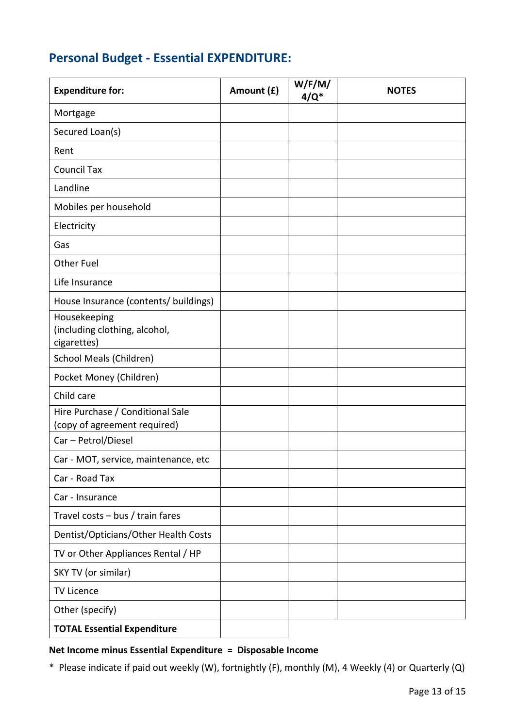## Personal Budget - Essential EXPENDITURE:

| Expenditure for: | Amount (£) | W/F/M/ 4/Q* | NOTES |
|---|---|---|---|
| Mortgage | | | |
| Secured Loan(s) | | | |
| Rent | | | |
| Council Tax | | | |
| Landline | | | |
| Mobiles per household | | | |
| Electricity | | | |
| Gas | | | |
| Other Fuel | | | |
| Life Insurance | | | |
| House Insurance (contents/ buildings) | | | |
| Housekeeping (including clothing, alcohol, cigarettes) | | | |
| School Meals (Children) | | | |
| Pocket Money (Children) | | | |
| Child care | | | |
| Hire Purchase / Conditional Sale (copy of agreement required) | | | |
| Car – Petrol/Diesel | | | |
| Car - MOT, service, maintenance, etc | | | |
| Car - Road Tax | | | |
| Car - Insurance | | | |
| Travel costs – bus / train fares | | | |
| Dentist/Opticians/Other Health Costs | | | |
| TV or Other Appliances Rental / HP | | | |
| SKY TV (or similar) | | | |
| TV Licence | | | |
| Other (specify) | | | |
| **TOTAL Essential Expenditure** | | | |

**Net Income minus Essential Expenditure = Disposable Income**

\* Please indicate if paid out weekly (W), fortnightly (F), monthly (M), 4 Weekly (4) or Quarterly (Q)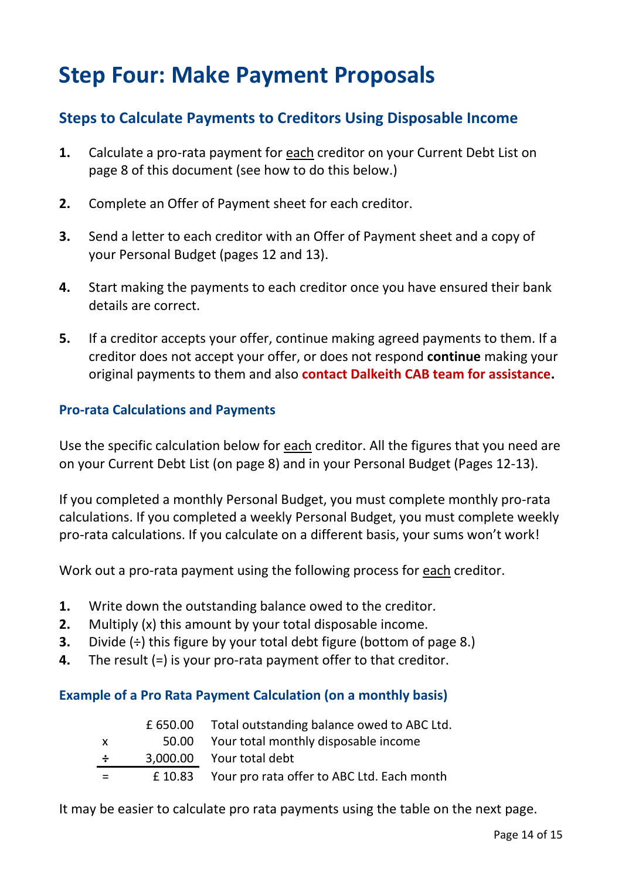# Step Four: Make Payment Proposals

## Steps to Calculate Payments to Creditors Using Disposable Income

1. Calculate a pro-rata payment for each creditor on your Current Debt List on page 8 of this document (see how to do this below.)
2. Complete an Offer of Payment sheet for each creditor.
3. Send a letter to each creditor with an Offer of Payment sheet and a copy of your Personal Budget (pages 12 and 13).
4. Start making the payments to each creditor once you have ensured their bank details are correct.
5. If a creditor accepts your offer, continue making agreed payments to them. If a creditor does not accept your offer, or does not respond **continue** making your original payments to them and also **contact Dalkeith CAB team for assistance.**

### Pro-rata Calculations and Payments

Use the specific calculation below for each creditor. All the figures that you need are on your Current Debt List (on page 8) and in your Personal Budget (Pages 12-13).

If you completed a monthly Personal Budget, you must complete monthly pro-rata calculations. If you completed a weekly Personal Budget, you must complete weekly pro-rata calculations. If you calculate on a different basis, your sums won't work!

Work out a pro-rata payment using the following process for each creditor.

1. Write down the outstanding balance owed to the creditor.
2. Multiply (x) this amount by your total disposable income.
3. Divide (÷) this figure by your total debt figure (bottom of page 8.)
4. The result (=) is your pro-rata payment offer to that creditor.

### Example of a Pro Rata Payment Calculation (on a monthly basis)

| | | |
|---|---|---|
| | £ 650.00 | Total outstanding balance owed to ABC Ltd. |
| x | 50.00 | Your total monthly disposable income |
| ÷ | 3,000.00 | Your total debt |
| = | £ 10.83 | Your pro rata offer to ABC Ltd. Each month |

It may be easier to calculate pro rata payments using the table on the next page.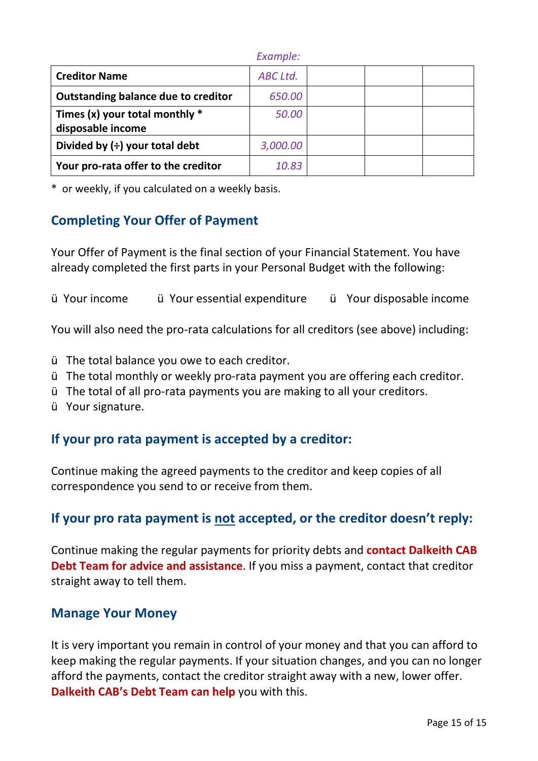*Example:*

| | | | | |
|---|---|---|---|---|
| **Creditor Name** | *ABC Ltd.* | | | |
| **Outstanding balance due to creditor** | *650.00* | | | |
| **Times (x) your total monthly * disposable income** | *50.00* | | | |
| **Divided by (÷) your total debt** | *3,000.00* | | | |
| **Your pro-rata offer to the creditor** | *10.83* | | | |

* or weekly, if you calculated on a weekly basis.

## Completing Your Offer of Payment

Your Offer of Payment is the final section of your Financial Statement. You have already completed the first parts in your Personal Budget with the following:

ü Your income ü Your essential expenditure ü Your disposable income

You will also need the pro-rata calculations for all creditors (see above) including:

ü The total balance you owe to each creditor.
ü The total monthly or weekly pro-rata payment you are offering each creditor.
ü The total of all pro-rata payments you are making to all your creditors.
ü Your signature.

## If your pro rata payment is accepted by a creditor:

Continue making the agreed payments to the creditor and keep copies of all correspondence you send to or receive from them.

## If your pro rata payment is not accepted, or the creditor doesn't reply:

Continue making the regular payments for priority debts and **contact Dalkeith CAB Debt Team for advice and assistance**. If you miss a payment, contact that creditor straight away to tell them.

## Manage Your Money

It is very important you remain in control of your money and that you can afford to keep making the regular payments. If your situation changes, and you can no longer afford the payments, contact the creditor straight away with a new, lower offer. **Dalkeith CAB's Debt Team can help** you with this.